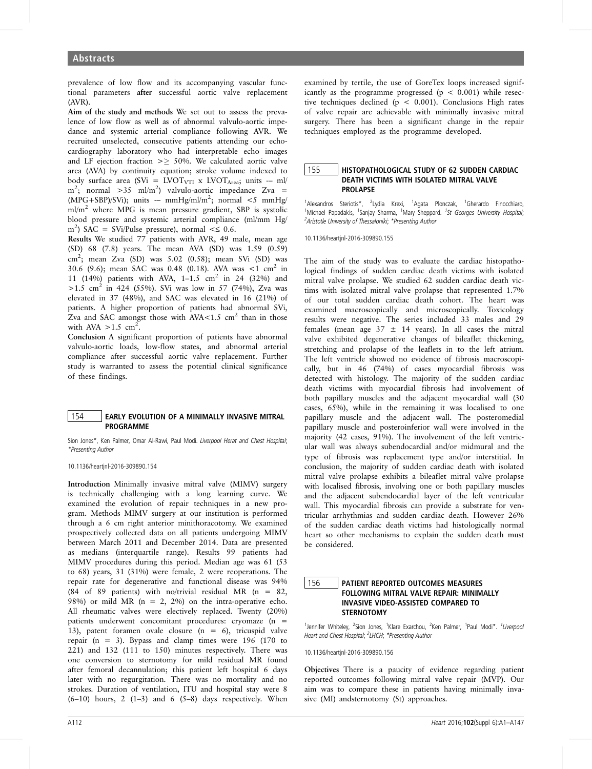prevalence of low flow and its accompanying vascular functional parameters **after** successful aortic valve replacement (AVR).

**Aim of the study and methods** We set out to assess the prevalence of low flow as well as of abnormal valvulo-aortic impedance and systemic arterial compliance following AVR. We recruited unselected, consecutive patients attending our echocardiography laboratory who had interpretable echo images and LF ejection fraction >≥ 50%. We calculated aortic valve area (AVA) by continuity equation; stroke volume indexed to body surface area (SVi = $LVOT_{VTI}$ x $LVOT_{Area}$; units -– ml/$m^2$; normal >35 ml/$m^2$) valvulo-aortic impedance Zva = (MPG+SBP)/SVi); units -– mmHg/ml/$m^2$; normal <5 mmHg/ml/$m^2$ where MPG is mean pressure gradient, SBP is systolic blood pressure and systemic arterial compliance (ml/mm Hg/$m^2$) SAC = SVi/Pulse pressure), normal <≤ 0.6.

**Results** We studied 77 patients with AVR, 49 male, mean age (SD) 68 (7.8) years. The mean AVA (SD) was 1.59 (0.59) $cm^2$; mean Zva (SD) was 5.02 (0.58); mean SVi (SD) was 30.6 (9.6); mean SAC was 0.48 (0.18). AVA was <1 $cm^2$ in 11 (14%) patients with AVA, 1–1.5 $cm^2$ in 24 (32%) and >1.5 $cm^2$ in 424 (55%). SVi was low in 57 (74%), Zva was elevated in 37 (48%), and SAC was elevated in 16 (21%) of patients. A higher proportion of patients had abnormal SVi, Zva and SAC amongst those with AVA<1.5 $cm^2$ than in those with AVA >1.5 $cm^2$.

**Conclusion** A significant proportion of patients have abnormal valvulo-aortic loads, low-flow states, and abnormal arterial compliance after successful aortic valve replacement. Further study is warranted to assess the potential clinical significance of these findings.

## 154 EARLY EVOLUTION OF A MINIMALLY INVASIVE MITRAL PROGRAMME

Sion Jones*, Ken Palmer, Omar Al-Rawi, Paul Modi. *Liverpool Herat and Chest Hospital; \*Presenting Author*

10.1136/heartjnl-2016-309890.154

**Introduction** Minimally invasive mitral valve (MIMV) surgery is technically challenging with a long learning curve. We examined the evolution of repair techniques in a new program. Methods MIMV surgery at our institution is performed through a 6 cm right anterior minithoracotomy. We examined prospectively collected data on all patients undergoing MIMV between March 2011 and December 2014. Data are presented as medians (interquartile range). Results 99 patients had MIMV procedures during this period. Median age was 61 (53 to 68) years, 31 (31%) were female, 2 were reoperations. The repair rate for degenerative and functional disease was 94% (84 of 89 patients) with no/trivial residual MR (n = 82, 98%) or mild MR (n = 2, 2%) on the intra-operative echo. All rheumatic valves were electively replaced. Twenty (20%) patients underwent concomitant procedures: cryomaze (n = 13), patent foramen ovale closure (n = 6), tricuspid valve repair (n = 3). Bypass and clamp times were 196 (170 to 221) and 132 (111 to 150) minutes respectively. There was one conversion to sternotomy for mild residual MR found after femoral decannulation; this patient left hospital 6 days later with no regurgitation. There was no mortality and no strokes. Duration of ventilation, ITU and hospital stay were 8 (6–10) hours, 2 (1–3) and 6 (5–8) days respectively. When examined by tertile, the use of GoreTex loops increased significantly as the programme progressed ($p < 0.001$) while resective techniques declined ($p < 0.001$). Conclusions High rates of valve repair are achievable with minimally invasive mitral surgery. There has been a significant change in the repair techniques employed as the programme developed.

## 155 HISTOPATHOLOGICAL STUDY OF 62 SUDDEN CARDIAC DEATH VICTIMS WITH ISOLATED MITRAL VALVE PROLAPSE

[1]Alexandros Steriotis*, [2]Lydia Krexi, [1]Agata Plonczak, [1]Gherardo Finocchiaro, [1]Michael Papadakis, [1]Sanjay Sharma, [1]Mary Sheppard. [1]*St Georges University Hospital;* [2]*Aristotle University of Thessaloniki; \*Presenting Author*

10.1136/heartjnl-2016-309890.155

The aim of the study was to evaluate the cardiac histopathological findings of sudden cardiac death victims with isolated mitral valve prolapse. We studied 62 sudden cardiac death victims with isolated mitral valve prolapse that represented 1.7% of our total sudden cardiac death cohort. The heart was examined macroscopically and microscopically. Toxicology results were negative. The series included 33 males and 29 females (mean age 37 ± 14 years). In all cases the mitral valve exhibited degenerative changes of bileaflet thickening, stretching and prolapse of the leaflets in to the left atrium. The left ventricle showed no evidence of fibrosis macroscopically, but in 46 (74%) of cases myocardial fibrosis was detected with histology. The majority of the sudden cardiac death victims with myocardial fibrosis had involvement of both papillary muscles and the adjacent myocardial wall (30 cases, 65%), while in the remaining it was localised to one papillary muscle and the adjacent wall. The posteromedial papillary muscle and posteroinferior wall were involved in the majority (42 cases, 91%). The involvement of the left ventricular wall was always subendocardial and/or midmural and the type of fibrosis was replacement type and/or interstitial. In conclusion, the majority of sudden cardiac death with isolated mitral valve prolapse exhibits a bileaflet mitral valve prolapse with localised fibrosis, involving one or both papillary muscles and the adjacent subendocardial layer of the left ventricular wall. This myocardial fibrosis can provide a substrate for ventricular arrhythmias and sudden cardiac death. However 26% of the sudden cardiac death victims had histologically normal heart so other mechanisms to explain the sudden death must be considered.

## 156 PATIENT REPORTED OUTCOMES MEASURES FOLLOWING MITRAL VALVE REPAIR: MINIMALLY INVASIVE VIDEO-ASSISTED COMPARED TO STERNOTOMY

[1]Jennifer Whiteley, [2]Sion Jones, [1]Klare Exarchou, [2]Ken Palmer, [1]Paul Modi*. [1]*Liverpool Heart and Chest Hospital;* [2]*LHCH; \*Presenting Author*

10.1136/heartjnl-2016-309890.156

**Objectives** There is a paucity of evidence regarding patient reported outcomes following mitral valve repair (MVP). Our aim was to compare these in patients having minimally invasive (MI) andsternotomy (St) approaches.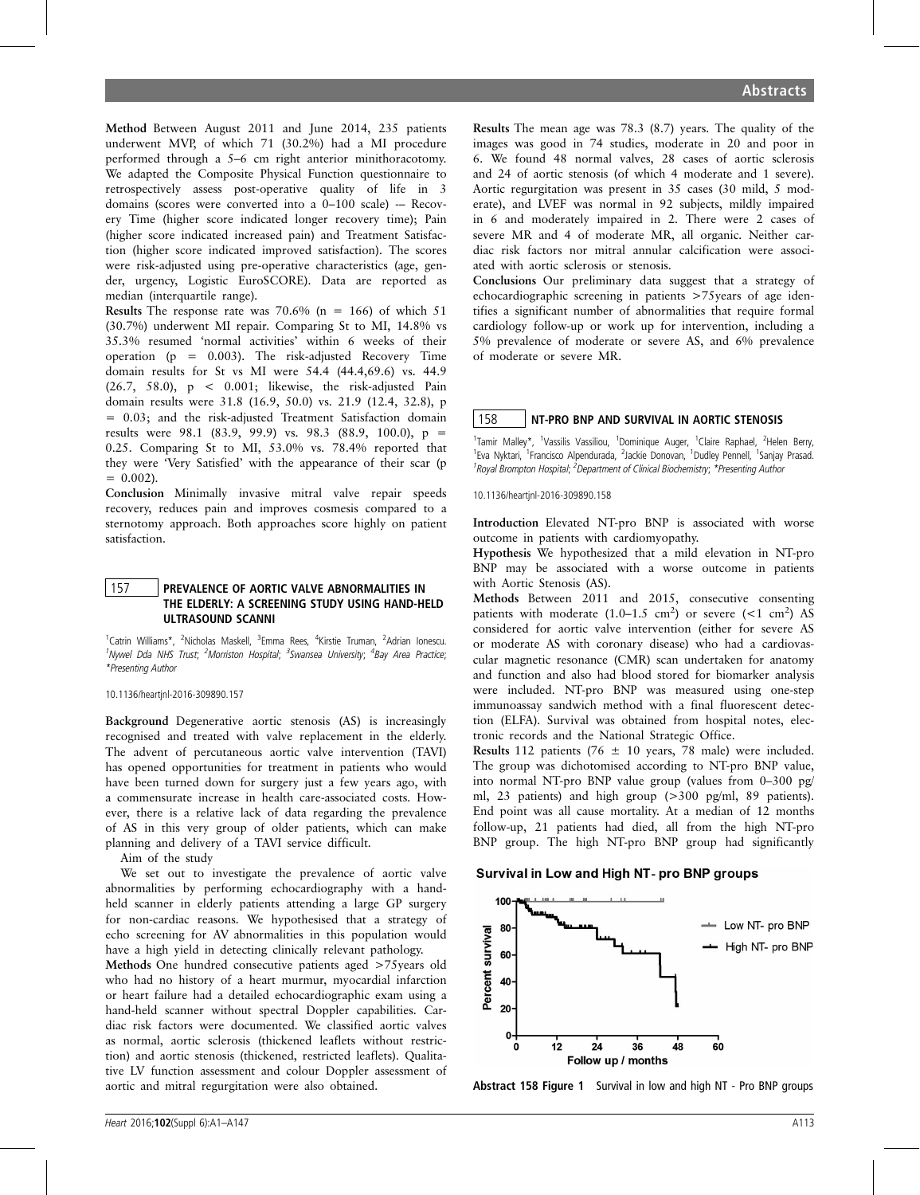**Method** Between August 2011 and June 2014, 235 patients underwent MVP, of which 71 (30.2%) had a MI procedure performed through a 5–6 cm right anterior minithoracotomy. We adapted the Composite Physical Function questionnaire to retrospectively assess post-operative quality of life in 3 domains (scores were converted into a 0–100 scale) -- Recovery Time (higher score indicated longer recovery time); Pain (higher score indicated increased pain) and Treatment Satisfaction (higher score indicated improved satisfaction). The scores were risk-adjusted using pre-operative characteristics (age, gender, urgency, Logistic EuroSCORE). Data are reported as median (interquartile range).

**Results** The response rate was 70.6% (n = 166) of which 51 (30.7%) underwent MI repair. Comparing St to MI, 14.8% vs 35.3% resumed 'normal activities' within 6 weeks of their operation (p = 0.003). The risk-adjusted Recovery Time domain results for St vs MI were 54.4 (44.4,69.6) vs. 44.9 (26.7, 58.0), p < 0.001; likewise, the risk-adjusted Pain domain results were 31.8 (16.9, 50.0) vs. 21.9 (12.4, 32.8), p = 0.03; and the risk-adjusted Treatment Satisfaction domain results were 98.1 (83.9, 99.9) vs. 98.3 (88.9, 100.0), p = 0.25. Comparing St to MI, 53.0% vs. 78.4% reported that they were 'Very Satisfied' with the appearance of their scar (p = 0.002).

**Conclusion** Minimally invasive mitral valve repair speeds recovery, reduces pain and improves cosmesis compared to a sternotomy approach. Both approaches score highly on patient satisfaction.

## 157 PREVALENCE OF AORTIC VALVE ABNORMALITIES IN THE ELDERLY: A SCREENING STUDY USING HAND-HELD ULTRASOUND SCANNI

[1]Catrin Williams*, [2]Nicholas Maskell, [3]Emma Rees, [4]Kirstie Truman, [2]Adrian Ionescu. [1]Nywel Dda NHS Trust; [2]Morriston Hospital; [3]Swansea University; [4]Bay Area Practice; *Presenting Author

10.1136/heartjnl-2016-309890.157

**Background** Degenerative aortic stenosis (AS) is increasingly recognised and treated with valve replacement in the elderly. The advent of percutaneous aortic valve intervention (TAVI) has opened opportunities for treatment in patients who would have been turned down for surgery just a few years ago, with a commensurate increase in health care-associated costs. However, there is a relative lack of data regarding the prevalence of AS in this very group of older patients, which can make planning and delivery of a TAVI service difficult.

Aim of the study

We set out to investigate the prevalence of aortic valve abnormalities by performing echocardiography with a hand-held scanner in elderly patients attending a large GP surgery for non-cardiac reasons. We hypothesised that a strategy of echo screening for AV abnormalities in this population would have a high yield in detecting clinically relevant pathology.

**Methods** One hundred consecutive patients aged >75years old who had no history of a heart murmur, myocardial infarction or heart failure had a detailed echocardiographic exam using a hand-held scanner without spectral Doppler capabilities. Cardiac risk factors were documented. We classified aortic valves as normal, aortic sclerosis (thickened leaflets without restriction) and aortic stenosis (thickened, restricted leaflets). Qualitative LV function assessment and colour Doppler assessment of aortic and mitral regurgitation were also obtained.

**Results** The mean age was 78.3 (8.7) years. The quality of the images was good in 74 studies, moderate in 20 and poor in 6. We found 48 normal valves, 28 cases of aortic sclerosis and 24 of aortic stenosis (of which 4 moderate and 1 severe). Aortic regurgitation was present in 35 cases (30 mild, 5 moderate), and LVEF was normal in 92 subjects, mildly impaired in 6 and moderately impaired in 2. There were 2 cases of severe MR and 4 of moderate MR, all organic. Neither cardiac risk factors nor mitral annular calcification were associated with aortic sclerosis or stenosis.

**Conclusions** Our preliminary data suggest that a strategy of echocardiographic screening in patients >75years of age identifies a significant number of abnormalities that require formal cardiology follow-up or work up for intervention, including a 5% prevalence of moderate or severe AS, and 6% prevalence of moderate or severe MR.

## 158 NT-PRO BNP AND SURVIVAL IN AORTIC STENOSIS

[1]Tamir Malley*, [1]Vassilis Vassiliou, [1]Dominique Auger, [1]Claire Raphael, [2]Helen Berry, [1]Eva Nyktari, [1]Francisco Alpendurada, [2]Jackie Donovan, [1]Dudley Pennell, [1]Sanjay Prasad. [1]Royal Brompton Hospital; [2]Department of Clinical Biochemistry; *Presenting Author

10.1136/heartjnl-2016-309890.158

**Introduction** Elevated NT-pro BNP is associated with worse outcome in patients with cardiomyopathy.

**Hypothesis** We hypothesized that a mild elevation in NT-pro BNP may be associated with a worse outcome in patients with Aortic Stenosis (AS).

**Methods** Between 2011 and 2015, consecutive consenting patients with moderate (1.0–1.5 $cm^2$) or severe (<1 $cm^2$) AS considered for aortic valve intervention (either for severe AS or moderate AS with coronary disease) who had a cardiovascular magnetic resonance (CMR) scan undertaken for anatomy and function and also had blood stored for biomarker analysis were included. NT-pro BNP was measured using one-step immunoassay sandwich method with a final fluorescent detection (ELFA). Survival was obtained from hospital notes, electronic records and the National Strategic Office.

**Results** 112 patients (76 ± 10 years, 78 male) were included. The group was dichotomised according to NT-pro BNP value, into normal NT-pro BNP value group (values from 0–300 pg/ml, 23 patients) and high group (>300 pg/ml, 89 patients). End point was all cause mortality. At a median of 12 months follow-up, 21 patients had died, all from the high NT-pro BNP group. The high NT-pro BNP group had significantly

Survival in Low and High NT- pro BNP groups

Percent survival
100
80
60
40
20
0
0 12 24 36 48 60
Follow up / months
Low NT- pro BNP
High NT- pro BNP

**Abstract 158 Figure 1** Survival in low and high NT - Pro BNP groups